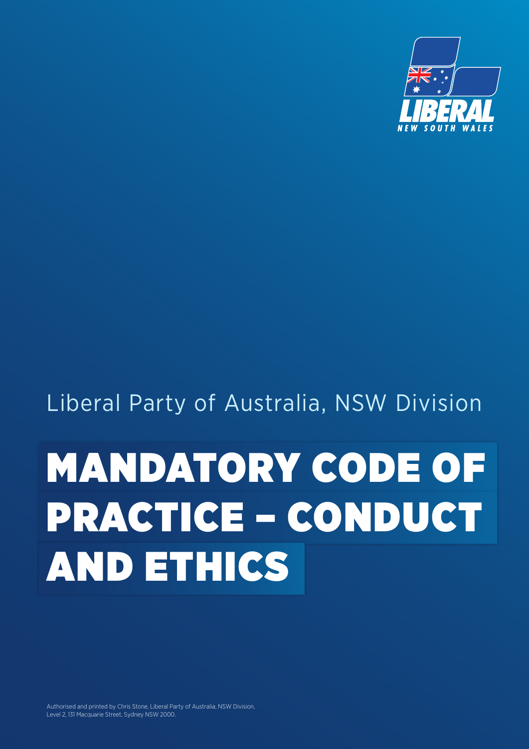Liberal Party of Australia, NSW Division

# MANDATORY CODE OF PRACTICE – CONDUCT AND ETHICS

Authorised and printed by Chris Stone, Liberal Party of Australia, NSW Division, Level 2, 131 Macquarie Street, Sydney NSW 2000.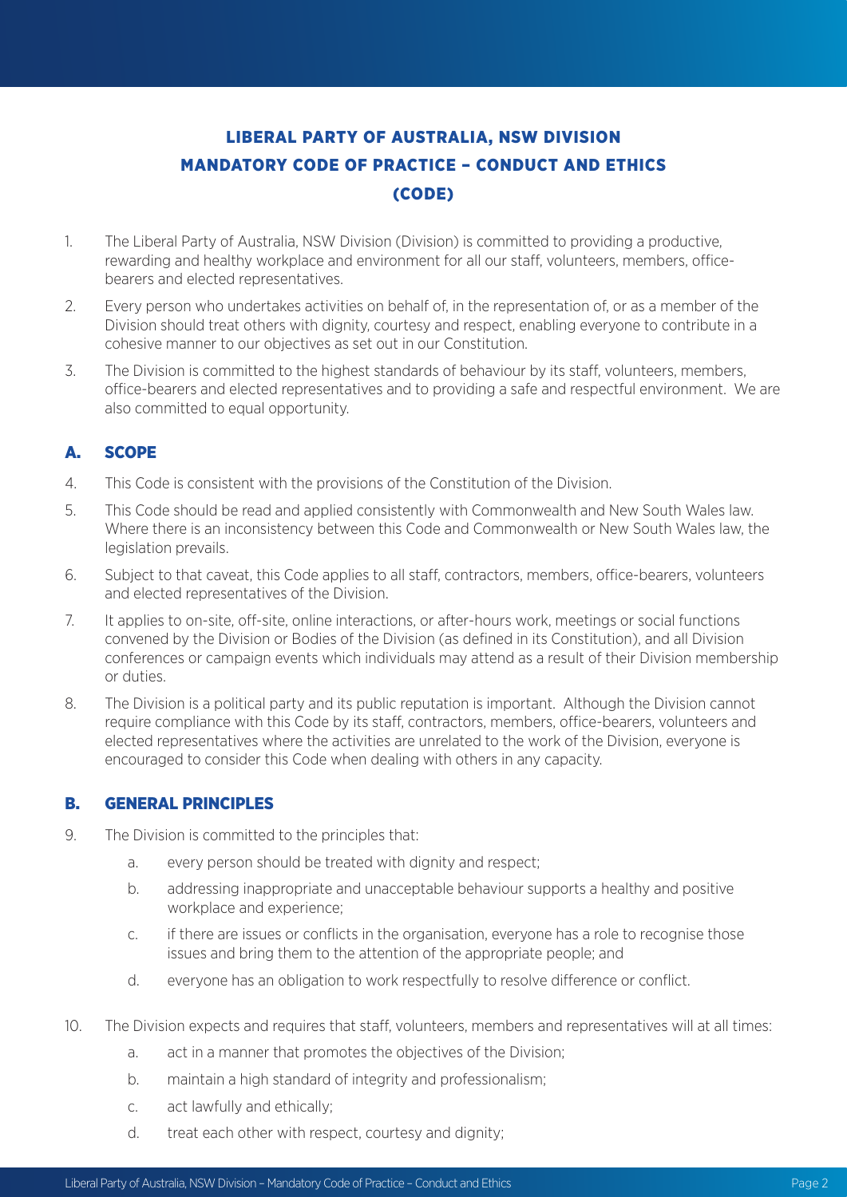# LIBERAL PARTY OF AUSTRALIA, NSW DIVISION
# MANDATORY CODE OF PRACTICE – CONDUCT AND ETHICS
# (CODE)

1. The Liberal Party of Australia, NSW Division (Division) is committed to providing a productive, rewarding and healthy workplace and environment for all our staff, volunteers, members, office-bearers and elected representatives.

2. Every person who undertakes activities on behalf of, in the representation of, or as a member of the Division should treat others with dignity, courtesy and respect, enabling everyone to contribute in a cohesive manner to our objectives as set out in our Constitution.

3. The Division is committed to the highest standards of behaviour by its staff, volunteers, members, office-bearers and elected representatives and to providing a safe and respectful environment. We are also committed to equal opportunity.

## A. SCOPE

4. This Code is consistent with the provisions of the Constitution of the Division.

5. This Code should be read and applied consistently with Commonwealth and New South Wales law. Where there is an inconsistency between this Code and Commonwealth or New South Wales law, the legislation prevails.

6. Subject to that caveat, this Code applies to all staff, contractors, members, office-bearers, volunteers and elected representatives of the Division.

7. It applies to on-site, off-site, online interactions, or after-hours work, meetings or social functions convened by the Division or Bodies of the Division (as defined in its Constitution), and all Division conferences or campaign events which individuals may attend as a result of their Division membership or duties.

8. The Division is a political party and its public reputation is important. Although the Division cannot require compliance with this Code by its staff, contractors, members, office-bearers, volunteers and elected representatives where the activities are unrelated to the work of the Division, everyone is encouraged to consider this Code when dealing with others in any capacity.

## B. GENERAL PRINCIPLES

9. The Division is committed to the principles that:
    a. every person should be treated with dignity and respect;
    b. addressing inappropriate and unacceptable behaviour supports a healthy and positive workplace and experience;
    c. if there are issues or conflicts in the organisation, everyone has a role to recognise those issues and bring them to the attention of the appropriate people; and
    d. everyone has an obligation to work respectfully to resolve difference or conflict.

10. The Division expects and requires that staff, volunteers, members and representatives will at all times:
    a. act in a manner that promotes the objectives of the Division;
    b. maintain a high standard of integrity and professionalism;
    c. act lawfully and ethically;
    d. treat each other with respect, courtesy and dignity;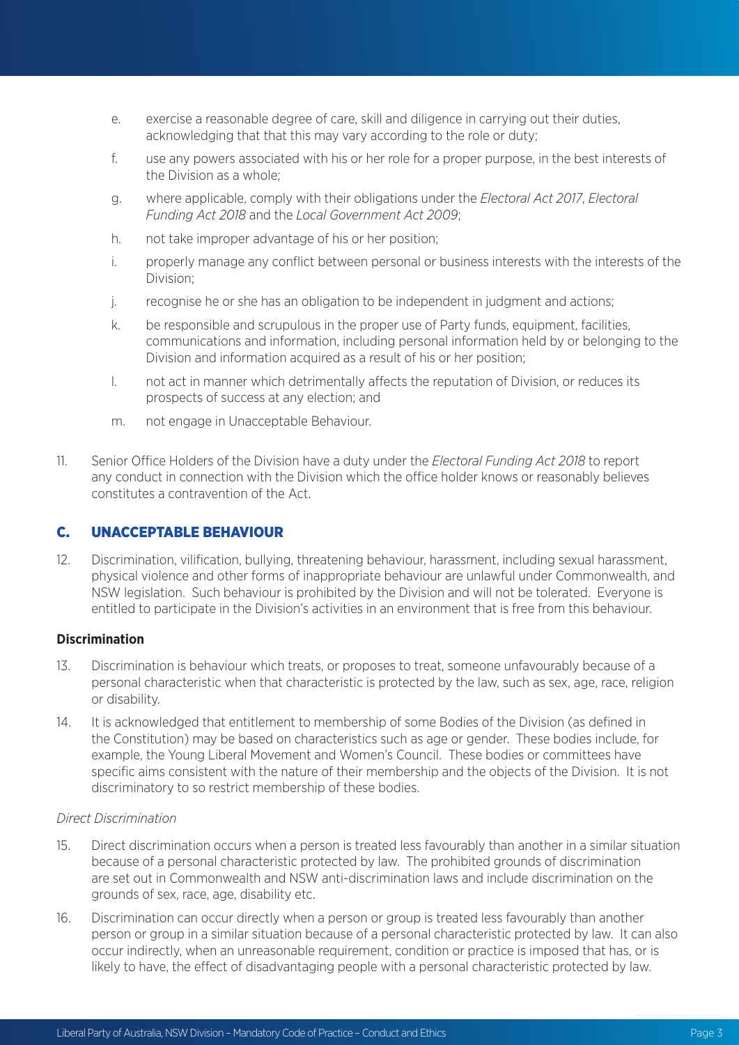e. exercise a reasonable degree of care, skill and diligence in carrying out their duties, acknowledging that that this may vary according to the role or duty;

f. use any powers associated with his or her role for a proper purpose, in the best interests of the Division as a whole;

g. where applicable, comply with their obligations under the *Electoral Act 2017*, *Electoral Funding Act 2018* and the *Local Government Act 2009*;

h. not take improper advantage of his or her position;

i. properly manage any conflict between personal or business interests with the interests of the Division;

j. recognise he or she has an obligation to be independent in judgment and actions;

k. be responsible and scrupulous in the proper use of Party funds, equipment, facilities, communications and information, including personal information held by or belonging to the Division and information acquired as a result of his or her position;

l. not act in manner which detrimentally affects the reputation of Division, or reduces its prospects of success at any election; and

m. not engage in Unacceptable Behaviour.

11. Senior Office Holders of the Division have a duty under the *Electoral Funding Act 2018* to report any conduct in connection with the Division which the office holder knows or reasonably believes constitutes a contravention of the Act.

## C. UNACCEPTABLE BEHAVIOUR

12. Discrimination, vilification, bullying, threatening behaviour, harassment, including sexual harassment, physical violence and other forms of inappropriate behaviour are unlawful under Commonwealth, and NSW legislation. Such behaviour is prohibited by the Division and will not be tolerated. Everyone is entitled to participate in the Division's activities in an environment that is free from this behaviour.

### Discrimination

13. Discrimination is behaviour which treats, or proposes to treat, someone unfavourably because of a personal characteristic when that characteristic is protected by the law, such as sex, age, race, religion or disability.

14. It is acknowledged that entitlement to membership of some Bodies of the Division (as defined in the Constitution) may be based on characteristics such as age or gender. These bodies include, for example, the Young Liberal Movement and Women's Council. These bodies or committees have specific aims consistent with the nature of their membership and the objects of the Division. It is not discriminatory to so restrict membership of these bodies.

*Direct Discrimination*

15. Direct discrimination occurs when a person is treated less favourably than another in a similar situation because of a personal characteristic protected by law. The prohibited grounds of discrimination are set out in Commonwealth and NSW anti-discrimination laws and include discrimination on the grounds of sex, race, age, disability etc.

16. Discrimination can occur directly when a person or group is treated less favourably than another person or group in a similar situation because of a personal characteristic protected by law. It can also occur indirectly, when an unreasonable requirement, condition or practice is imposed that has, or is likely to have, the effect of disadvantaging people with a personal characteristic protected by law.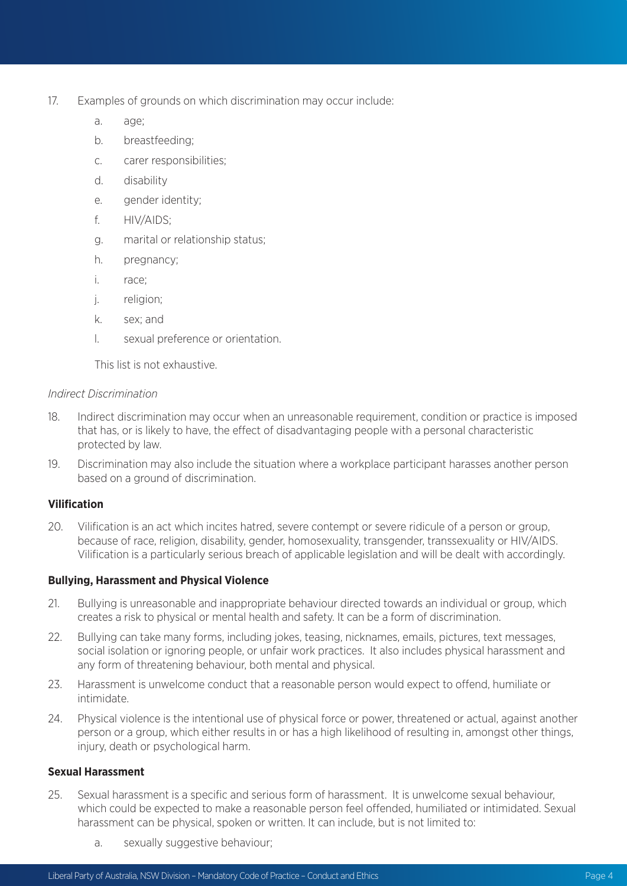17. Examples of grounds on which discrimination may occur include:

    a. age;

    b. breastfeeding;

    c. carer responsibilities;

    d. disability

    e. gender identity;

    f. HIV/AIDS;

    g. marital or relationship status;

    h. pregnancy;

    i. race;

    j. religion;

    k. sex; and

    l. sexual preference or orientation.

    This list is not exhaustive.

*Indirect Discrimination*

18. Indirect discrimination may occur when an unreasonable requirement, condition or practice is imposed that has, or is likely to have, the effect of disadvantaging people with a personal characteristic protected by law.

19. Discrimination may also include the situation where a workplace participant harasses another person based on a ground of discrimination.

**Vilification**

20. Vilification is an act which incites hatred, severe contempt or severe ridicule of a person or group, because of race, religion, disability, gender, homosexuality, transgender, transsexuality or HIV/AIDS. Vilification is a particularly serious breach of applicable legislation and will be dealt with accordingly.

**Bullying, Harassment and Physical Violence**

21. Bullying is unreasonable and inappropriate behaviour directed towards an individual or group, which creates a risk to physical or mental health and safety. It can be a form of discrimination.

22. Bullying can take many forms, including jokes, teasing, nicknames, emails, pictures, text messages, social isolation or ignoring people, or unfair work practices. It also includes physical harassment and any form of threatening behaviour, both mental and physical.

23. Harassment is unwelcome conduct that a reasonable person would expect to offend, humiliate or intimidate.

24. Physical violence is the intentional use of physical force or power, threatened or actual, against another person or a group, which either results in or has a high likelihood of resulting in, amongst other things, injury, death or psychological harm.

**Sexual Harassment**

25. Sexual harassment is a specific and serious form of harassment. It is unwelcome sexual behaviour, which could be expected to make a reasonable person feel offended, humiliated or intimidated. Sexual harassment can be physical, spoken or written. It can include, but is not limited to:

    a. sexually suggestive behaviour;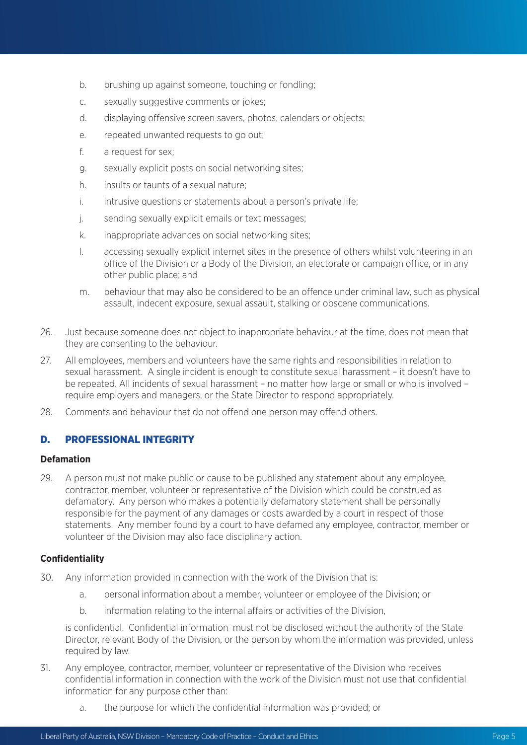b. brushing up against someone, touching or fondling;

c. sexually suggestive comments or jokes;

d. displaying offensive screen savers, photos, calendars or objects;

e. repeated unwanted requests to go out;

f. a request for sex;

g. sexually explicit posts on social networking sites;

h. insults or taunts of a sexual nature;

i. intrusive questions or statements about a person's private life;

j. sending sexually explicit emails or text messages;

k. inappropriate advances on social networking sites;

l. accessing sexually explicit internet sites in the presence of others whilst volunteering in an office of the Division or a Body of the Division, an electorate or campaign office, or in any other public place; and

m. behaviour that may also be considered to be an offence under criminal law, such as physical assault, indecent exposure, sexual assault, stalking or obscene communications.

26. Just because someone does not object to inappropriate behaviour at the time, does not mean that they are consenting to the behaviour.

27. All employees, members and volunteers have the same rights and responsibilities in relation to sexual harassment. A single incident is enough to constitute sexual harassment – it doesn't have to be repeated. All incidents of sexual harassment – no matter how large or small or who is involved – require employers and managers, or the State Director to respond appropriately.

28. Comments and behaviour that do not offend one person may offend others.

## D. PROFESSIONAL INTEGRITY

**Defamation**

29. A person must not make public or cause to be published any statement about any employee, contractor, member, volunteer or representative of the Division which could be construed as defamatory. Any person who makes a potentially defamatory statement shall be personally responsible for the payment of any damages or costs awarded by a court in respect of those statements. Any member found by a court to have defamed any employee, contractor, member or volunteer of the Division may also face disciplinary action.

**Confidentiality**

30. Any information provided in connection with the work of the Division that is:

    a. personal information about a member, volunteer or employee of the Division; or

    b. information relating to the internal affairs or activities of the Division,

    is confidential. Confidential information must not be disclosed without the authority of the State Director, relevant Body of the Division, or the person by whom the information was provided, unless required by law.

31. Any employee, contractor, member, volunteer or representative of the Division who receives confidential information in connection with the work of the Division must not use that confidential information for any purpose other than:

    a. the purpose for which the confidential information was provided; or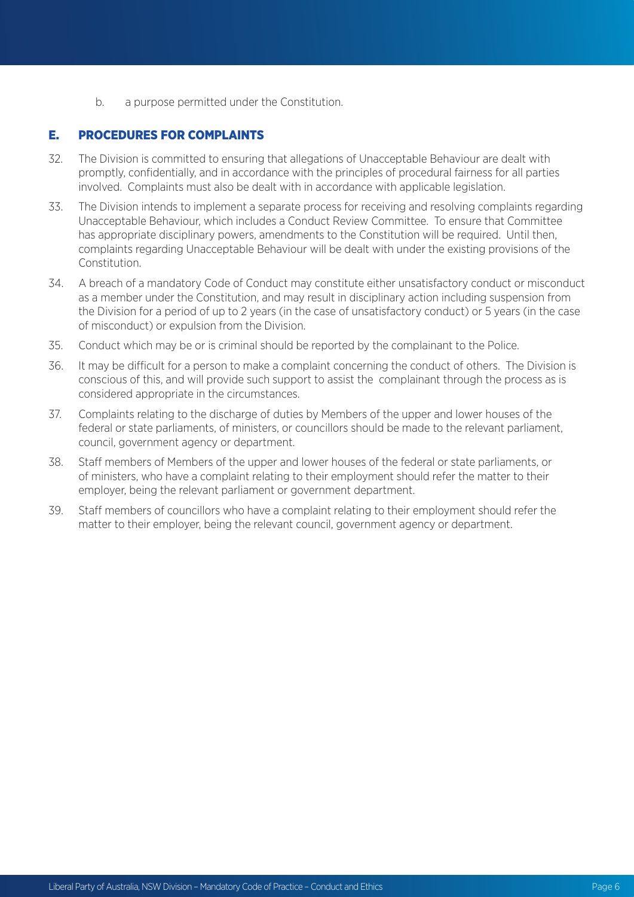b. a purpose permitted under the Constitution.

## E. PROCEDURES FOR COMPLAINTS

32. The Division is committed to ensuring that allegations of Unacceptable Behaviour are dealt with promptly, confidentially, and in accordance with the principles of procedural fairness for all parties involved. Complaints must also be dealt with in accordance with applicable legislation.

33. The Division intends to implement a separate process for receiving and resolving complaints regarding Unacceptable Behaviour, which includes a Conduct Review Committee. To ensure that Committee has appropriate disciplinary powers, amendments to the Constitution will be required. Until then, complaints regarding Unacceptable Behaviour will be dealt with under the existing provisions of the Constitution.

34. A breach of a mandatory Code of Conduct may constitute either unsatisfactory conduct or misconduct as a member under the Constitution, and may result in disciplinary action including suspension from the Division for a period of up to 2 years (in the case of unsatisfactory conduct) or 5 years (in the case of misconduct) or expulsion from the Division.

35. Conduct which may be or is criminal should be reported by the complainant to the Police.

36. It may be difficult for a person to make a complaint concerning the conduct of others. The Division is conscious of this, and will provide such support to assist the complainant through the process as is considered appropriate in the circumstances.

37. Complaints relating to the discharge of duties by Members of the upper and lower houses of the federal or state parliaments, of ministers, or councillors should be made to the relevant parliament, council, government agency or department.

38. Staff members of Members of the upper and lower houses of the federal or state parliaments, or of ministers, who have a complaint relating to their employment should refer the matter to their employer, being the relevant parliament or government department.

39. Staff members of councillors who have a complaint relating to their employment should refer the matter to their employer, being the relevant council, government agency or department.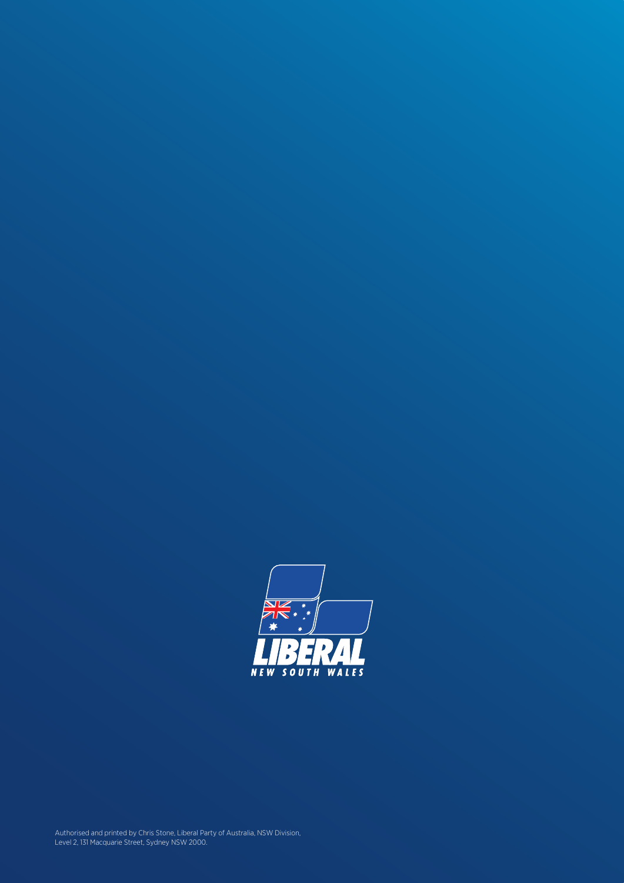LIBERAL

NEW SOUTH WALES

Authorised and printed by Chris Stone, Liberal Party of Australia, NSW Division, Level 2, 131 Macquarie Street, Sydney NSW 2000.